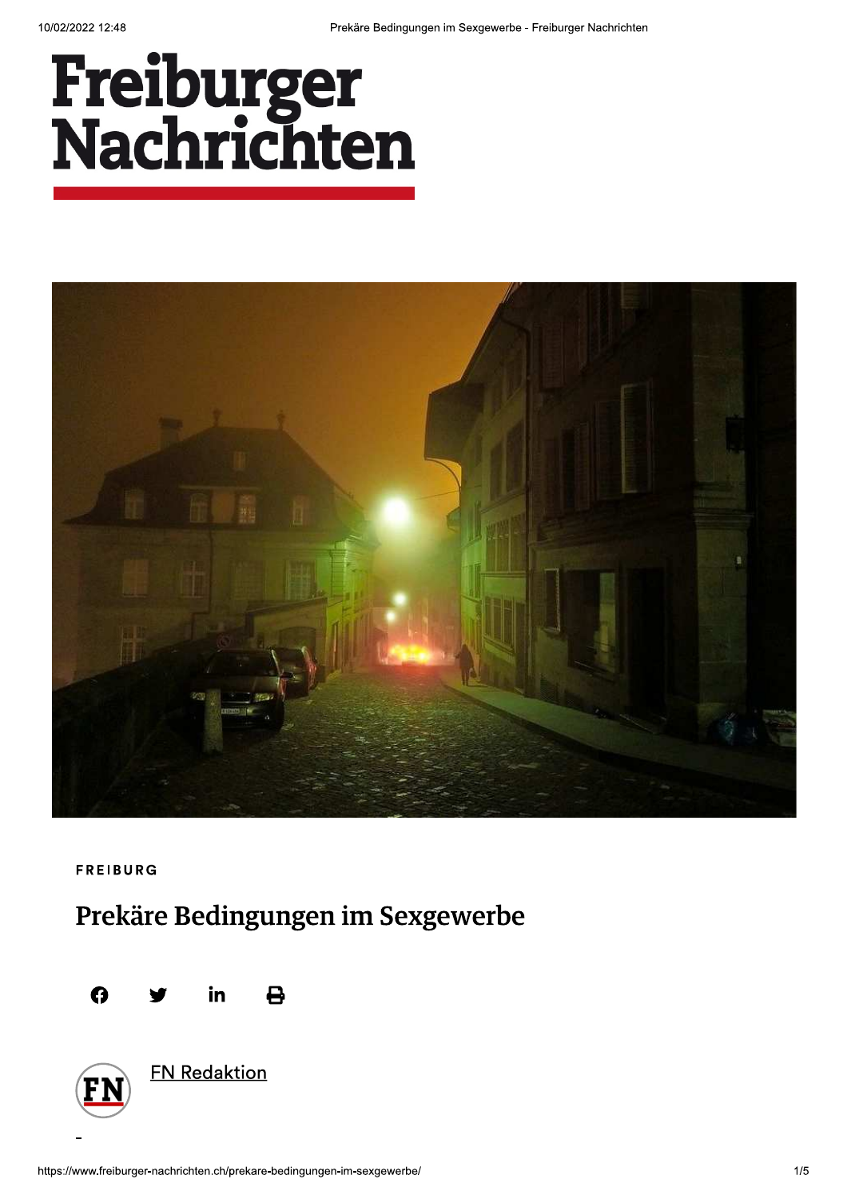# Freiburger Nachrichten

FREIBURG

## Prekäre Bedingungen im Sexgewerbe

FN Redaktion

–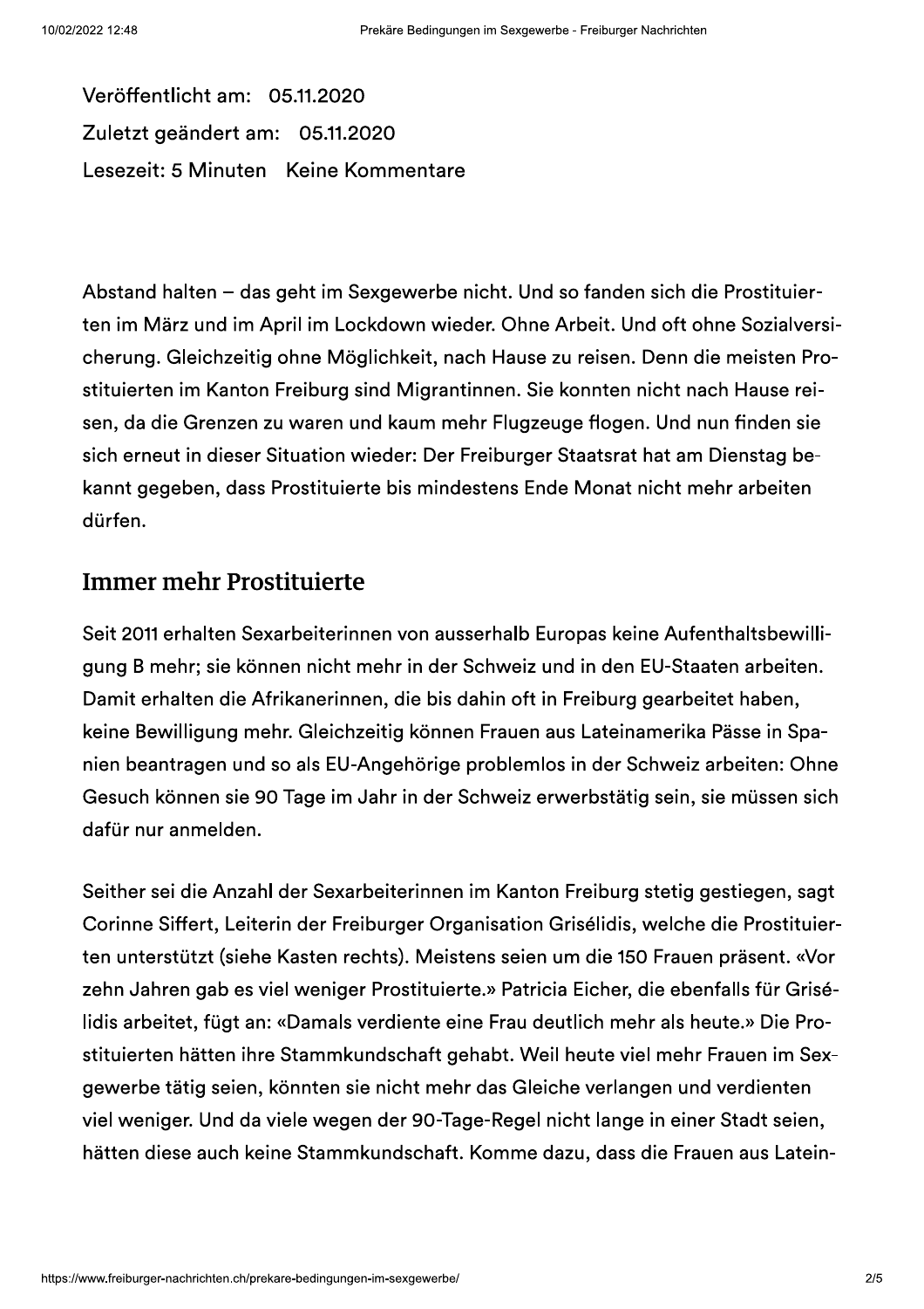Veröffentlicht am: 05.11.2020
Zuletzt geändert am: 05.11.2020
Lesezeit: 5 Minuten Keine Kommentare

Abstand halten – das geht im Sexgewerbe nicht. Und so fanden sich die Prostituierten im März und im April im Lockdown wieder. Ohne Arbeit. Und oft ohne Sozialversicherung. Gleichzeitig ohne Möglichkeit, nach Hause zu reisen. Denn die meisten Prostituierten im Kanton Freiburg sind Migrantinnen. Sie konnten nicht nach Hause reisen, da die Grenzen zu waren und kaum mehr Flugzeuge flogen. Und nun finden sie sich erneut in dieser Situation wieder: Der Freiburger Staatsrat hat am Dienstag bekannt gegeben, dass Prostituierte bis mindestens Ende Monat nicht mehr arbeiten dürfen.

## Immer mehr Prostituierte

Seit 2011 erhalten Sexarbeiterinnen von ausserhalb Europas keine Aufenthaltsbewilligung B mehr; sie können nicht mehr in der Schweiz und in den EU-Staaten arbeiten. Damit erhalten die Afrikanerinnen, die bis dahin oft in Freiburg gearbeitet haben, keine Bewilligung mehr. Gleichzeitig können Frauen aus Lateinamerika Pässe in Spanien beantragen und so als EU-Angehörige problemlos in der Schweiz arbeiten: Ohne Gesuch können sie 90 Tage im Jahr in der Schweiz erwerbstätig sein, sie müssen sich dafür nur anmelden.

Seither sei die Anzahl der Sexarbeiterinnen im Kanton Freiburg stetig gestiegen, sagt Corinne Siffert, Leiterin der Freiburger Organisation Grisélidis, welche die Prostituierten unterstützt (siehe Kasten rechts). Meistens seien um die 150 Frauen präsent. «Vor zehn Jahren gab es viel weniger Prostituierte.» Patricia Eicher, die ebenfalls für Grisélidis arbeitet, fügt an: «Damals verdiente eine Frau deutlich mehr als heute.» Die Prostituierten hätten ihre Stammkundschaft gehabt. Weil heute viel mehr Frauen im Sexgewerbe tätig seien, könnten sie nicht mehr das Gleiche verlangen und verdienten viel weniger. Und da viele wegen der 90-Tage-Regel nicht lange in einer Stadt seien, hätten diese auch keine Stammkundschaft. Komme dazu, dass die Frauen aus Latein-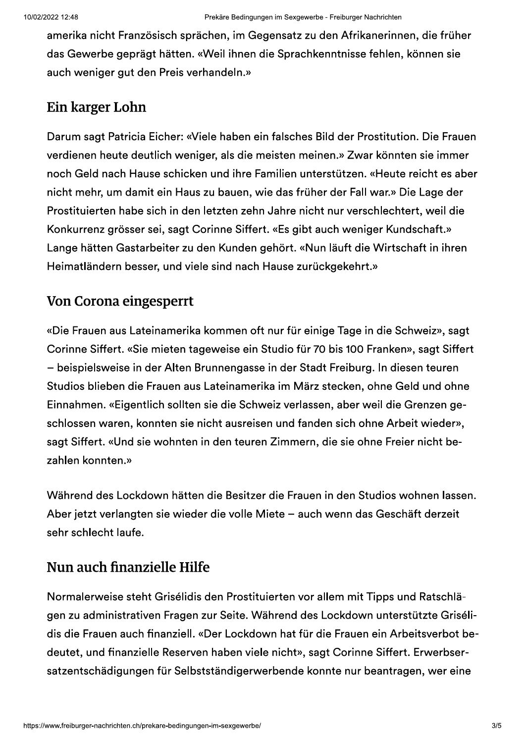amerika nicht Französisch sprächen, im Gegensatz zu den Afrikanerinnen, die früher das Gewerbe geprägt hätten. «Weil ihnen die Sprachkenntnisse fehlen, können sie auch weniger gut den Preis verhandeln.»

## Ein karger Lohn

Darum sagt Patricia Eicher: «Viele haben ein falsches Bild der Prostitution. Die Frauen verdienen heute deutlich weniger, als die meisten meinen.» Zwar könnten sie immer noch Geld nach Hause schicken und ihre Familien unterstützen. «Heute reicht es aber nicht mehr, um damit ein Haus zu bauen, wie das früher der Fall war.» Die Lage der Prostituierten habe sich in den letzten zehn Jahre nicht nur verschlechtert, weil die Konkurrenz grösser sei, sagt Corinne Siffert. «Es gibt auch weniger Kundschaft.» Lange hätten Gastarbeiter zu den Kunden gehört. «Nun läuft die Wirtschaft in ihren Heimatländern besser, und viele sind nach Hause zurückgekehrt.»

## Von Corona eingesperrt

«Die Frauen aus Lateinamerika kommen oft nur für einige Tage in die Schweiz», sagt Corinne Siffert. «Sie mieten tageweise ein Studio für 70 bis 100 Franken», sagt Siffert – beispielsweise in der Alten Brunnengasse in der Stadt Freiburg. In diesen teuren Studios blieben die Frauen aus Lateinamerika im März stecken, ohne Geld und ohne Einnahmen. «Eigentlich sollten sie die Schweiz verlassen, aber weil die Grenzen geschlossen waren, konnten sie nicht ausreisen und fanden sich ohne Arbeit wieder», sagt Siffert. «Und sie wohnten in den teuren Zimmern, die sie ohne Freier nicht bezahlen konnten.»

Während des Lockdown hätten die Besitzer die Frauen in den Studios wohnen lassen. Aber jetzt verlangten sie wieder die volle Miete – auch wenn das Geschäft derzeit sehr schlecht laufe.

## Nun auch finanzielle Hilfe

Normalerweise steht Grisélidis den Prostituierten vor allem mit Tipps und Ratschlägen zu administrativen Fragen zur Seite. Während des Lockdown unterstützte Grisélidis die Frauen auch finanziell. «Der Lockdown hat für die Frauen ein Arbeitsverbot bedeutet, und finanzielle Reserven haben viele nicht», sagt Corinne Siffert. Erwerbsersatzentschädigungen für Selbstständigerwerbende konnte nur beantragen, wer eine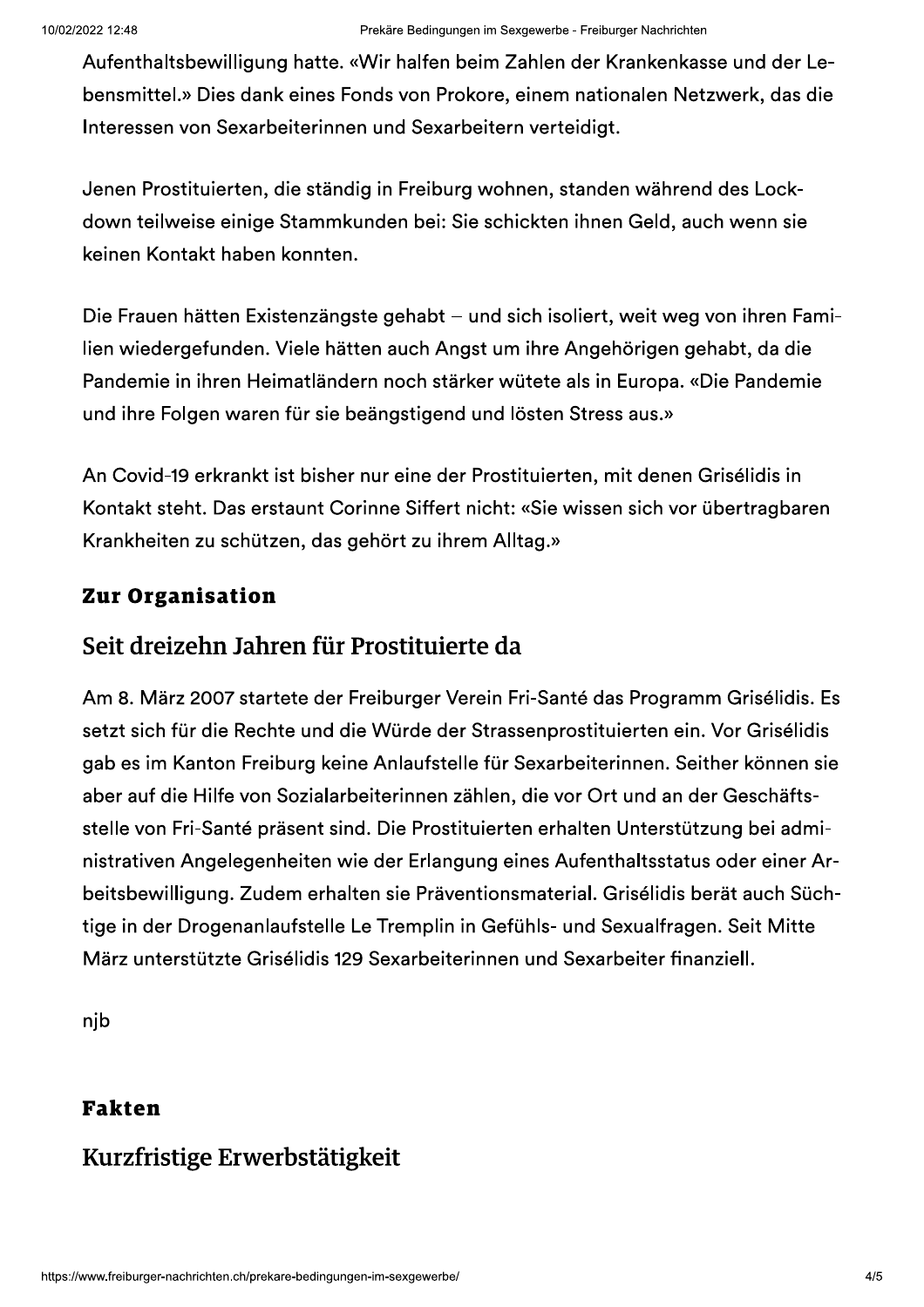Aufenthaltsbewilligung hatte. «Wir halfen beim Zahlen der Krankenkasse und der Lebensmittel.» Dies dank eines Fonds von Prokore, einem nationalen Netzwerk, das die Interessen von Sexarbeiterinnen und Sexarbeitern verteidigt.

Jenen Prostituierten, die ständig in Freiburg wohnen, standen während des Lockdown teilweise einige Stammkunden bei: Sie schickten ihnen Geld, auch wenn sie keinen Kontakt haben konnten.

Die Frauen hätten Existenzängste gehabt – und sich isoliert, weit weg von ihren Familien wiedergefunden. Viele hätten auch Angst um ihre Angehörigen gehabt, da die Pandemie in ihren Heimatländern noch stärker wütete als in Europa. «Die Pandemie und ihre Folgen waren für sie beängstigend und lösten Stress aus.»

An Covid-19 erkrankt ist bisher nur eine der Prostituierten, mit denen Grisélidis in Kontakt steht. Das erstaunt Corinne Siffert nicht: «Sie wissen sich vor übertragbaren Krankheiten zu schützen, das gehört zu ihrem Alltag.»

### Zur Organisation

## Seit dreizehn Jahren für Prostituierte da

Am 8. März 2007 startete der Freiburger Verein Fri-Santé das Programm Grisélidis. Es setzt sich für die Rechte und die Würde der Strassenprostituierten ein. Vor Grisélidis gab es im Kanton Freiburg keine Anlaufstelle für Sexarbeiterinnen. Seither können sie aber auf die Hilfe von Sozialarbeiterinnen zählen, die vor Ort und an der Geschäftsstelle von Fri-Santé präsent sind. Die Prostituierten erhalten Unterstützung bei administrativen Angelegenheiten wie der Erlangung eines Aufenthaltsstatus oder einer Arbeitsbewilligung. Zudem erhalten sie Präventionsmaterial. Grisélidis berät auch Süchtige in der Drogenanlaufstelle Le Tremplin in Gefühls- und Sexualfragen. Seit Mitte März unterstützte Grisélidis 129 Sexarbeiterinnen und Sexarbeiter finanziell.

njb

### Fakten

## Kurzfristige Erwerbstätigkeit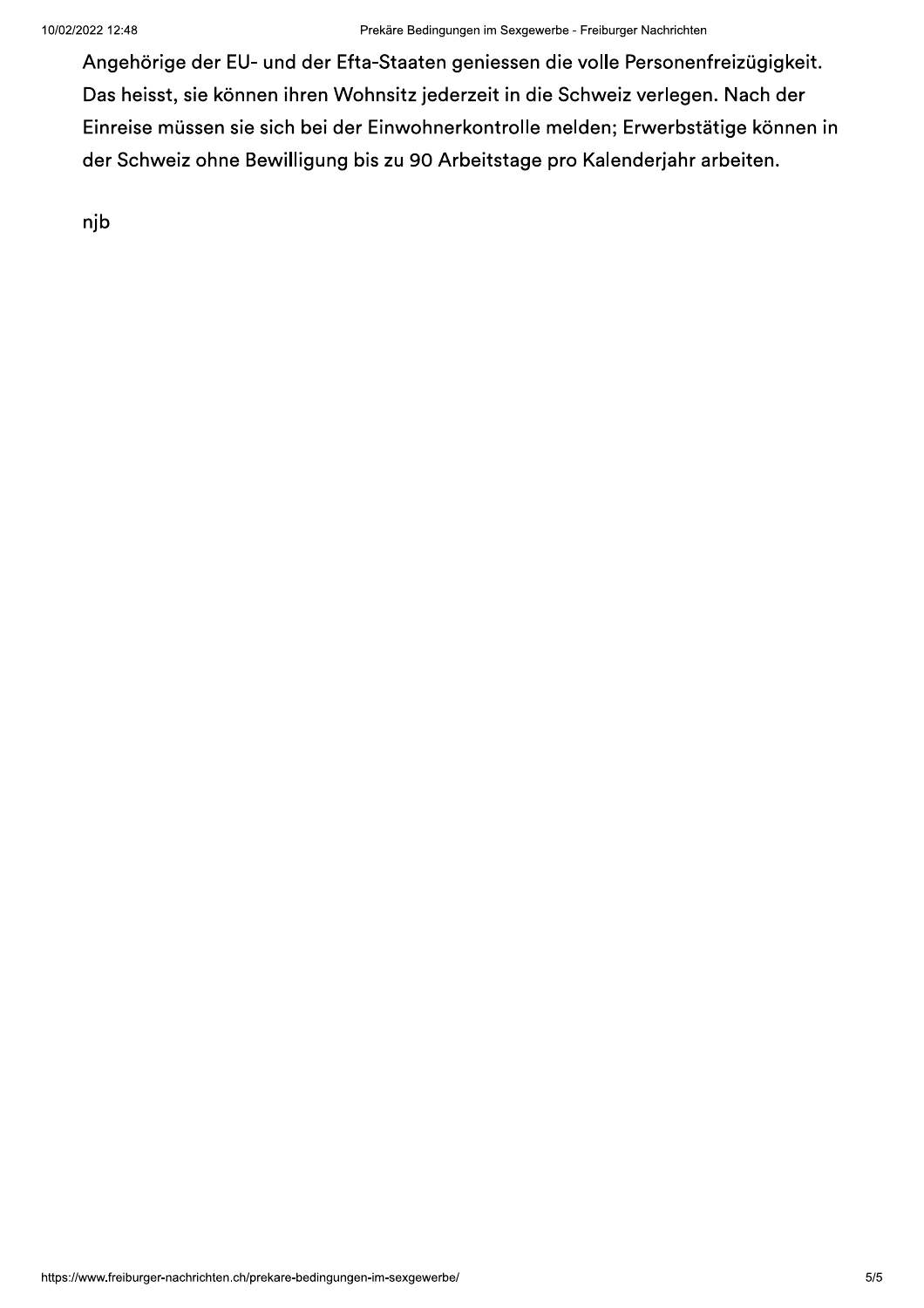Angehörige der EU- und der Efta-Staaten geniessen die volle Personenfreizügigkeit. Das heisst, sie können ihren Wohnsitz jederzeit in die Schweiz verlegen. Nach der Einreise müssen sie sich bei der Einwohnerkontrolle melden; Erwerbstätige können in der Schweiz ohne Bewilligung bis zu 90 Arbeitstage pro Kalenderjahr arbeiten.

njb